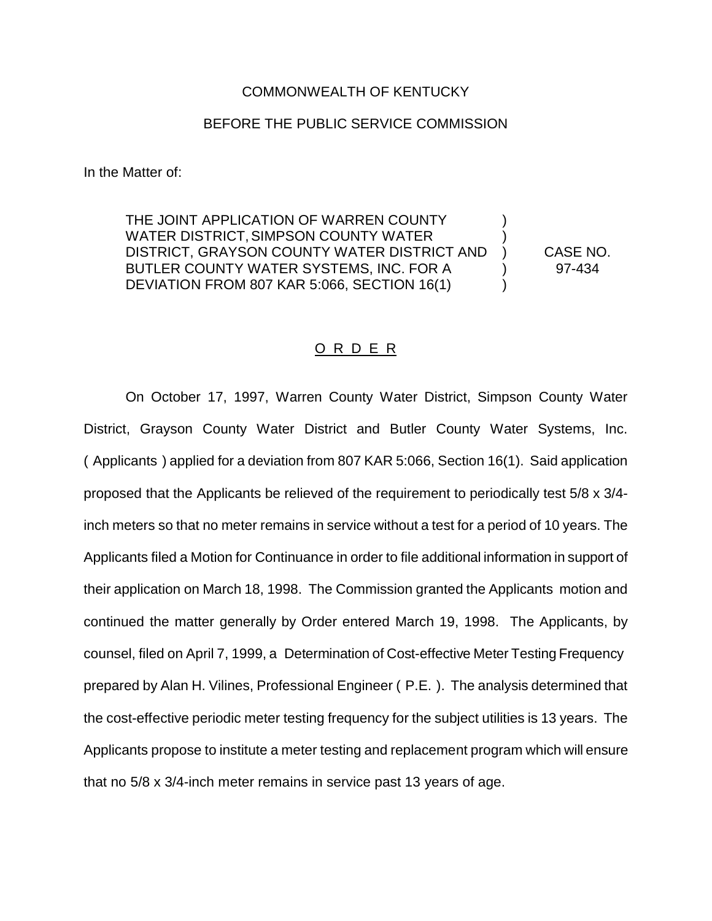COMMONWEALTH OF KENTUCKY

BEFORE THE PUBLIC SERVICE COMMISSION

In the Matter of:

| | | |
|---|---|---|
| THE JOINT APPLICATION OF WARREN COUNTY WATER DISTRICT, SIMPSON COUNTY WATER DISTRICT, GRAYSON COUNTY WATER DISTRICT AND BUTLER COUNTY WATER SYSTEMS, INC. FOR A DEVIATION FROM 807 KAR 5:066, SECTION 16(1) | ) | CASE NO. 97-434 |

# O R D E R

On October 17, 1997, Warren County Water District, Simpson County Water District, Grayson County Water District and Butler County Water Systems, Inc. ( Applicants ) applied for a deviation from 807 KAR 5:066, Section 16(1). Said application proposed that the Applicants be relieved of the requirement to periodically test 5/8 x 3/4-inch meters so that no meter remains in service without a test for a period of 10 years. The Applicants filed a Motion for Continuance in order to file additional information in support of their application on March 18, 1998. The Commission granted the Applicants motion and continued the matter generally by Order entered March 19, 1998. The Applicants, by counsel, filed on April 7, 1999, a Determination of Cost-effective Meter Testing Frequency prepared by Alan H. Vilines, Professional Engineer ( P.E. ). The analysis determined that the cost-effective periodic meter testing frequency for the subject utilities is 13 years. The Applicants propose to institute a meter testing and replacement program which will ensure that no 5/8 x 3/4-inch meter remains in service past 13 years of age.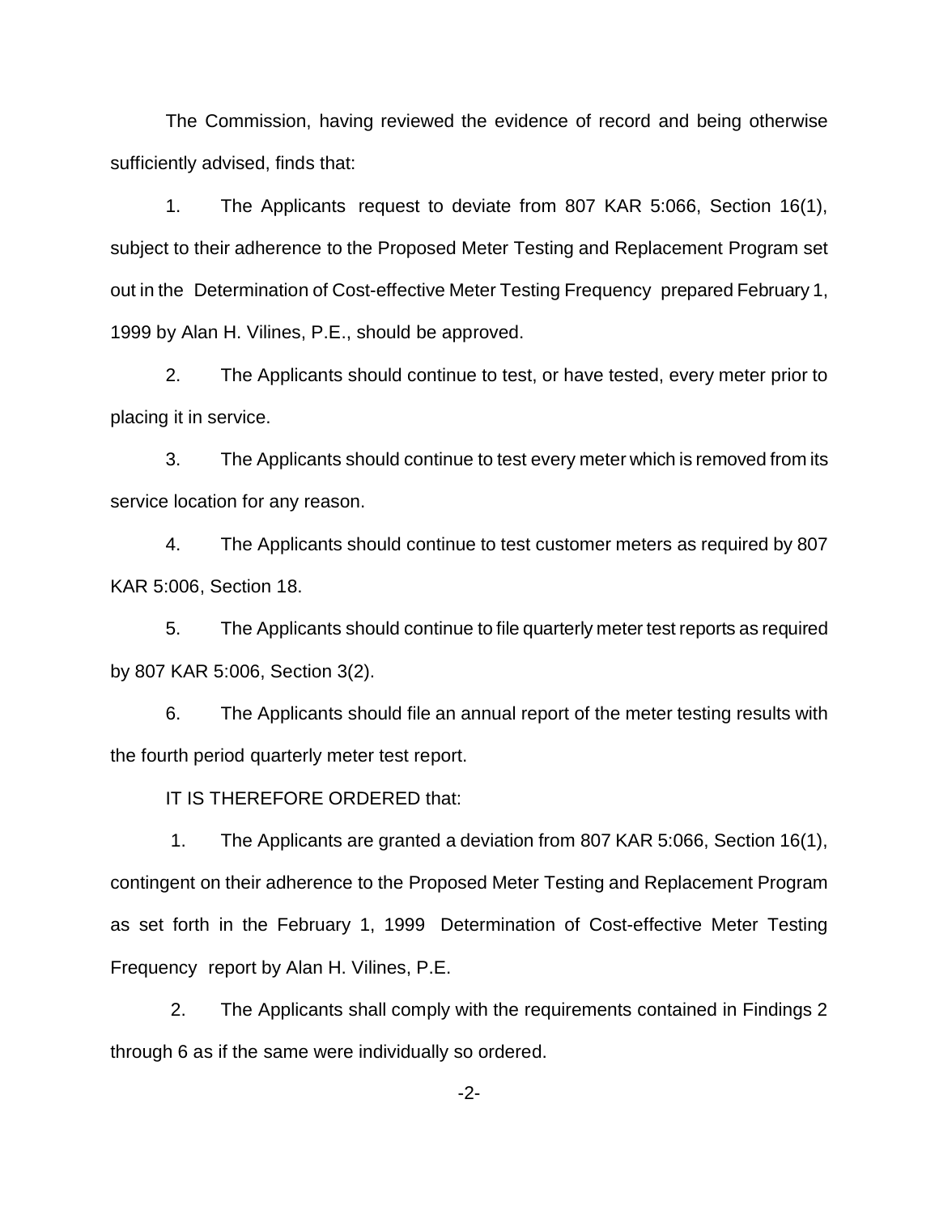The Commission, having reviewed the evidence of record and being otherwise sufficiently advised, finds that:

1. The Applicants request to deviate from 807 KAR 5:066, Section 16(1), subject to their adherence to the Proposed Meter Testing and Replacement Program set out in the Determination of Cost-effective Meter Testing Frequency prepared February 1, 1999 by Alan H. Vilines, P.E., should be approved.

2. The Applicants should continue to test, or have tested, every meter prior to placing it in service.

3. The Applicants should continue to test every meter which is removed from its service location for any reason.

4. The Applicants should continue to test customer meters as required by 807 KAR 5:006, Section 18.

5. The Applicants should continue to file quarterly meter test reports as required by 807 KAR 5:006, Section 3(2).

6. The Applicants should file an annual report of the meter testing results with the fourth period quarterly meter test report.

IT IS THEREFORE ORDERED that:

1. The Applicants are granted a deviation from 807 KAR 5:066, Section 16(1), contingent on their adherence to the Proposed Meter Testing and Replacement Program as set forth in the February 1, 1999 Determination of Cost-effective Meter Testing Frequency report by Alan H. Vilines, P.E.

2. The Applicants shall comply with the requirements contained in Findings 2 through 6 as if the same were individually so ordered.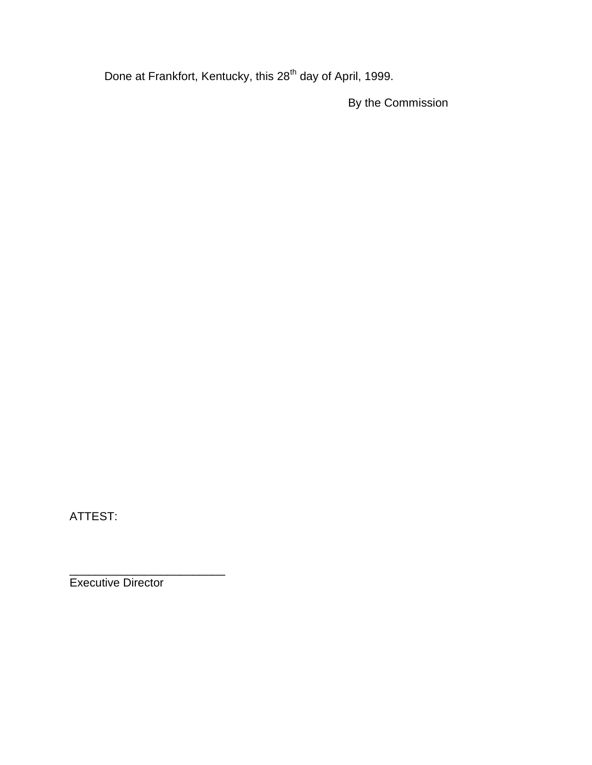Done at Frankfort, Kentucky, this 28th day of April, 1999.

By the Commission

ATTEST:

________________________
Executive Director